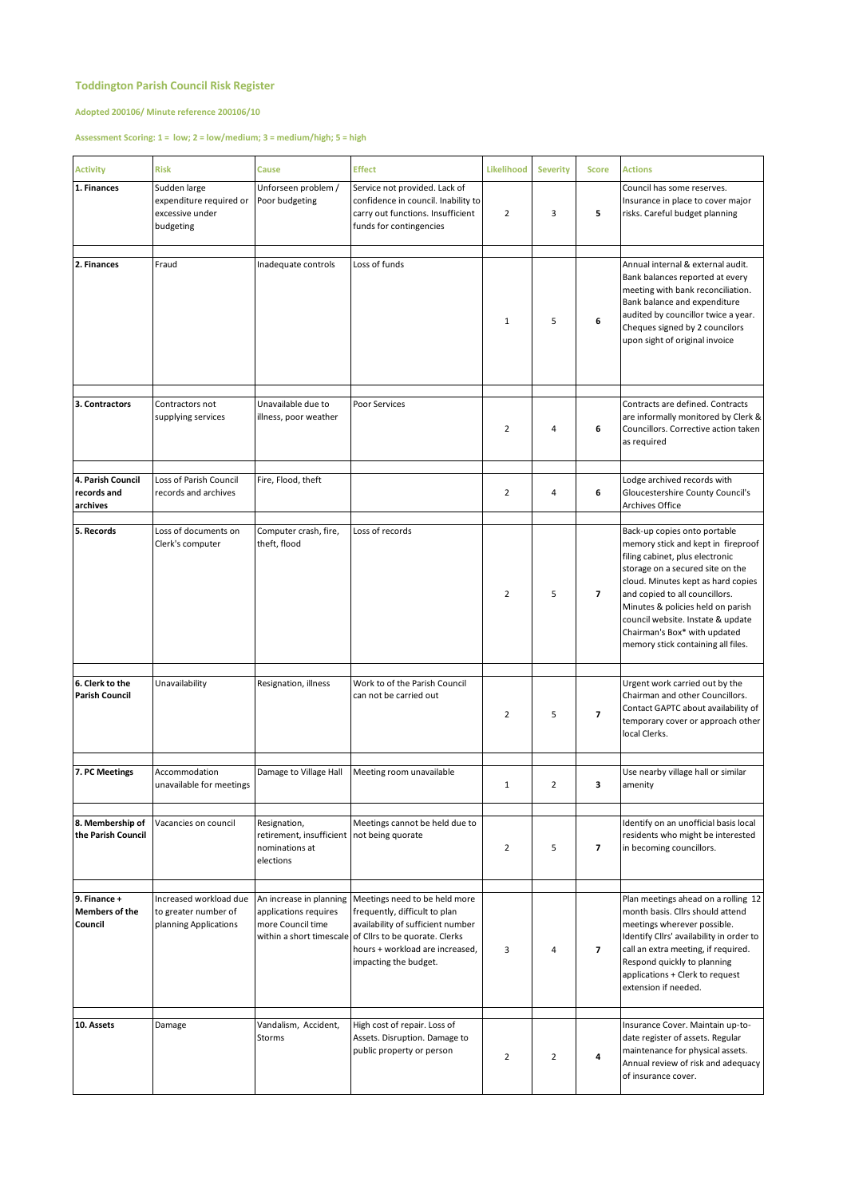## Toddington Parish Council Risk Register

**Adopted 200106/ Minute reference 200106/10**

**Assessment Scoring: 1 = low; 2 = low/medium; 3 = medium/high; 5 = high**

| Activity | Risk | Cause | Effect | Likelihood | Severity | Score | Actions |
|---|---|---|---|---|---|---|---|
| **1. Finances** | Sudden large expenditure required or excessive under budgeting | Unforseen problem / Poor budgeting | Service not provided. Lack of confidence in council. Inability to carry out functions. Insufficient funds for contingencies | 2 | 3 | **5** | Council has some reserves. Insurance in place to cover major risks. Careful budget planning |
| **2. Finances** | Fraud | Inadequate controls | Loss of funds | 1 | 5 | **6** | Annual internal & external audit. Bank balances reported at every meeting with bank reconciliation. Bank balance and expenditure audited by councillor twice a year. Cheques signed by 2 councilors upon sight of original invoice |
| **3. Contractors** | Contractors not supplying services | Unavailable due to illness, poor weather | Poor Services | 2 | 4 | **6** | Contracts are defined. Contracts are informally monitored by Clerk & Councillors. Corrective action taken as required |
| **4. Parish Council records and archives** | Loss of Parish Council records and archives | Fire, Flood, theft | | 2 | 4 | **6** | Lodge archived records with Gloucestershire County Council's Archives Office |
| **5. Records** | Loss of documents on Clerk's computer | Computer crash, fire, theft, flood | Loss of records | 2 | 5 | **7** | Back-up copies onto portable memory stick and kept in fireproof filing cabinet, plus electronic storage on a secured site on the cloud. Minutes kept as hard copies and copied to all councillors. Minutes & policies held on parish council website. Instate & update Chairman's Box* with updated memory stick containing all files. |
| **6. Clerk to the Parish Council** | Unavailability | Resignation, illness | Work to of the Parish Council can not be carried out | 2 | 5 | **7** | Urgent work carried out by the Chairman and other Councillors. Contact GAPTC about availability of temporary cover or approach other local Clerks. |
| **7. PC Meetings** | Accommodation unavailable for meetings | Damage to Village Hall | Meeting room unavailable | 1 | 2 | **3** | Use nearby village hall or similar amenity |
| **8. Membership of the Parish Council** | Vacancies on council | Resignation, retirement, insufficient nominations at elections | Meetings cannot be held due to not being quorate | 2 | 5 | **7** | Identify on an unofficial basis local residents who might be interested in becoming councillors. |
| **9. Finance + Members of the Council** | Increased workload due to greater number of planning Applications | An increase in planning applications requires more Council time within a short timescale | Meetings need to be held more frequently, difficult to plan availability of sufficient number of Cllrs to be quorate. Clerks hours + workload are increased, impacting the budget. | 3 | 4 | **7** | Plan meetings ahead on a rolling 12 month basis. Cllrs should attend meetings wherever possible. Identify Cllrs' availability in order to call an extra meeting, if required. Respond quickly to planning applications + Clerk to request extension if needed. |
| **10. Assets** | Damage | Vandalism, Accident, Storms | High cost of repair. Loss of Assets. Disruption. Damage to public property or person | 2 | 2 | **4** | Insurance Cover. Maintain up-to-date register of assets. Regular maintenance for physical assets. Annual review of risk and adequacy of insurance cover. |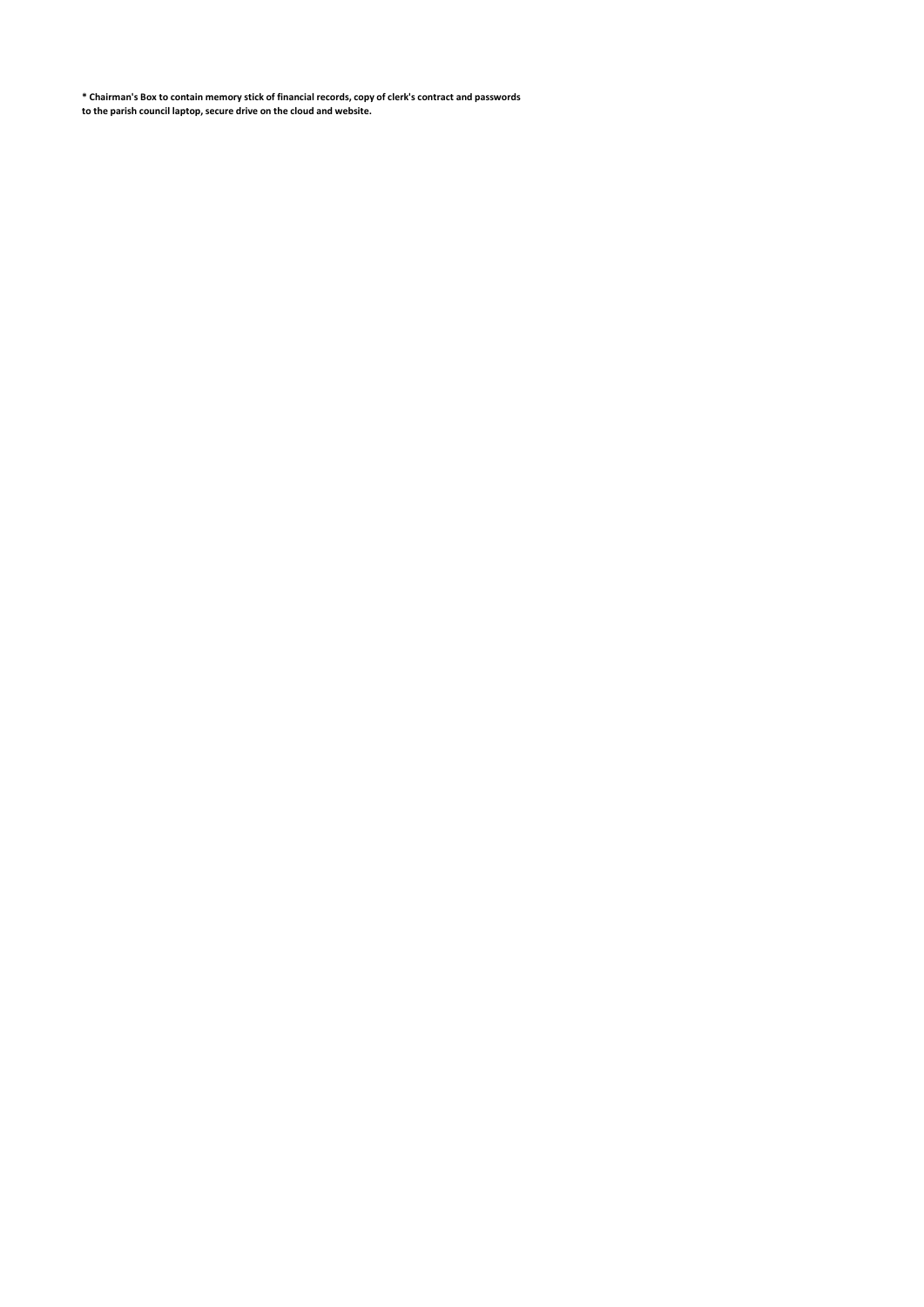**\* Chairman's Box to contain memory stick of financial records, copy of clerk's contract and passwords to the parish council laptop, secure drive on the cloud and website.**